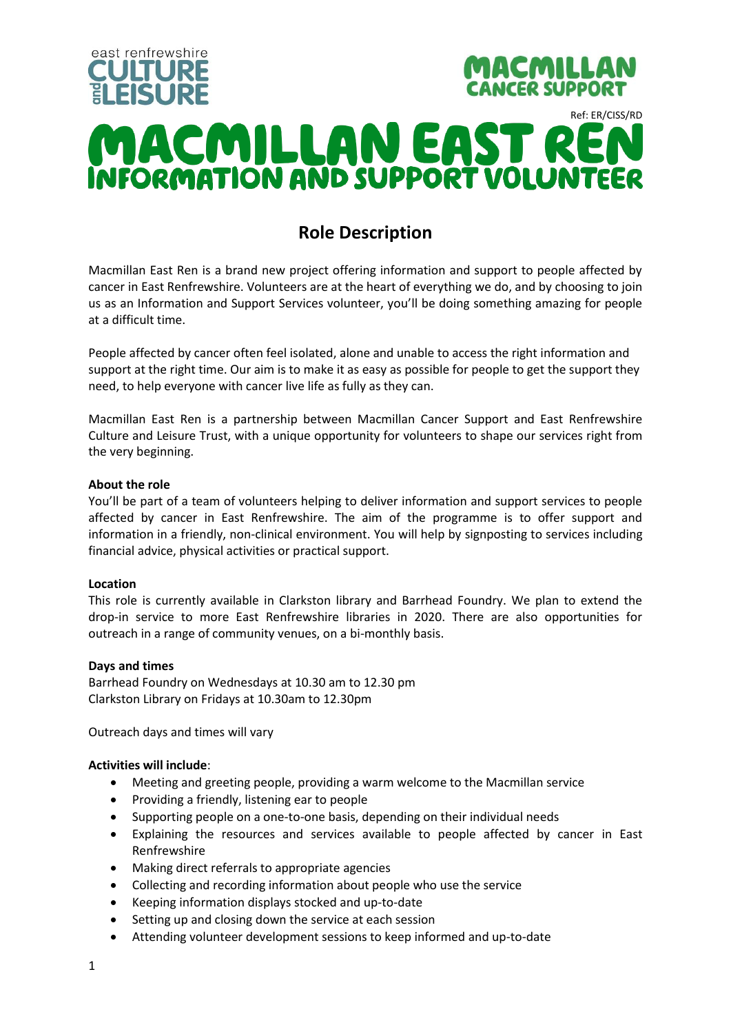east renfrewshire CULTURE and LEISURE

MACMILLAN CANCER SUPPORT

Ref: ER/CISS/RD

# MACMILLAN EAST REN
## INFORMATION AND SUPPORT VOLUNTEER

## Role Description

Macmillan East Ren is a brand new project offering information and support to people affected by cancer in East Renfrewshire. Volunteers are at the heart of everything we do, and by choosing to join us as an Information and Support Services volunteer, you'll be doing something amazing for people at a difficult time.

People affected by cancer often feel isolated, alone and unable to access the right information and support at the right time. Our aim is to make it as easy as possible for people to get the support they need, to help everyone with cancer live life as fully as they can.

Macmillan East Ren is a partnership between Macmillan Cancer Support and East Renfrewshire Culture and Leisure Trust, with a unique opportunity for volunteers to shape our services right from the very beginning.

**About the role**
You'll be part of a team of volunteers helping to deliver information and support services to people affected by cancer in East Renfrewshire. The aim of the programme is to offer support and information in a friendly, non-clinical environment. You will help by signposting to services including financial advice, physical activities or practical support.

**Location**
This role is currently available in Clarkston library and Barrhead Foundry. We plan to extend the drop-in service to more East Renfrewshire libraries in 2020. There are also opportunities for outreach in a range of community venues, on a bi-monthly basis.

**Days and times**
Barrhead Foundry on Wednesdays at 10.30 am to 12.30 pm
Clarkston Library on Fridays at 10.30am to 12.30pm

Outreach days and times will vary

**Activities will include**:

- Meeting and greeting people, providing a warm welcome to the Macmillan service
- Providing a friendly, listening ear to people
- Supporting people on a one-to-one basis, depending on their individual needs
- Explaining the resources and services available to people affected by cancer in East Renfrewshire
- Making direct referrals to appropriate agencies
- Collecting and recording information about people who use the service
- Keeping information displays stocked and up-to-date
- Setting up and closing down the service at each session
- Attending volunteer development sessions to keep informed and up-to-date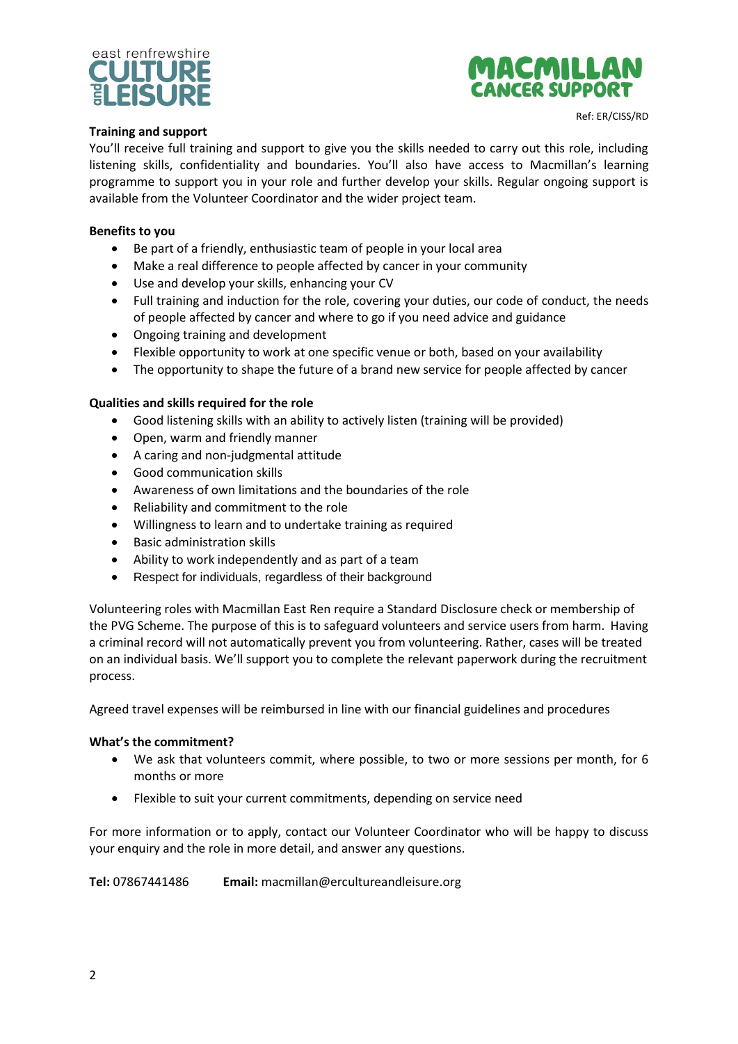Ref: ER/CISS/RD

**Training and support**

You'll receive full training and support to give you the skills needed to carry out this role, including listening skills, confidentiality and boundaries. You'll also have access to Macmillan's learning programme to support you in your role and further develop your skills. Regular ongoing support is available from the Volunteer Coordinator and the wider project team.

**Benefits to you**

- Be part of a friendly, enthusiastic team of people in your local area
- Make a real difference to people affected by cancer in your community
- Use and develop your skills, enhancing your CV
- Full training and induction for the role, covering your duties, our code of conduct, the needs of people affected by cancer and where to go if you need advice and guidance
- Ongoing training and development
- Flexible opportunity to work at one specific venue or both, based on your availability
- The opportunity to shape the future of a brand new service for people affected by cancer

**Qualities and skills required for the role**

- Good listening skills with an ability to actively listen (training will be provided)
- Open, warm and friendly manner
- A caring and non-judgmental attitude
- Good communication skills
- Awareness of own limitations and the boundaries of the role
- Reliability and commitment to the role
- Willingness to learn and to undertake training as required
- Basic administration skills
- Ability to work independently and as part of a team
- Respect for individuals, regardless of their background

Volunteering roles with Macmillan East Ren require a Standard Disclosure check or membership of the PVG Scheme. The purpose of this is to safeguard volunteers and service users from harm. Having a criminal record will not automatically prevent you from volunteering. Rather, cases will be treated on an individual basis. We'll support you to complete the relevant paperwork during the recruitment process.

Agreed travel expenses will be reimbursed in line with our financial guidelines and procedures

**What's the commitment?**

- We ask that volunteers commit, where possible, to two or more sessions per month, for 6 months or more
- Flexible to suit your current commitments, depending on service need

For more information or to apply, contact our Volunteer Coordinator who will be happy to discuss your enquiry and the role in more detail, and answer any questions.

**Tel:** 07867441486 **Email:** macmillan@ercultureandleisure.org